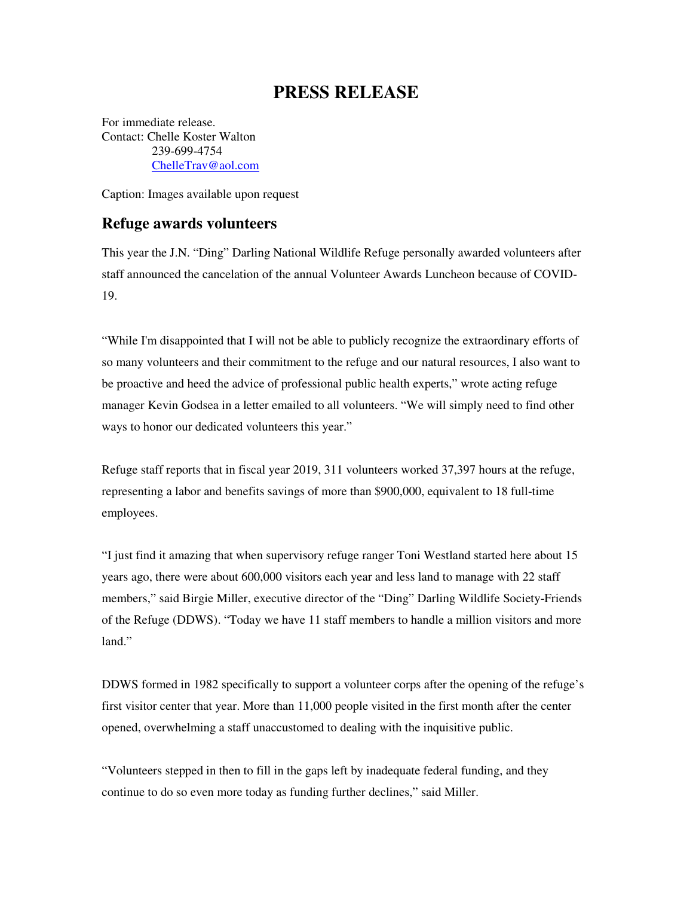# PRESS RELEASE

For immediate release.
Contact: Chelle Koster Walton
239-699-4754
ChelleTrav@aol.com

Caption: Images available upon request

## Refuge awards volunteers

This year the J.N. "Ding" Darling National Wildlife Refuge personally awarded volunteers after staff announced the cancelation of the annual Volunteer Awards Luncheon because of COVID-19.

"While I'm disappointed that I will not be able to publicly recognize the extraordinary efforts of so many volunteers and their commitment to the refuge and our natural resources, I also want to be proactive and heed the advice of professional public health experts," wrote acting refuge manager Kevin Godsea in a letter emailed to all volunteers. "We will simply need to find other ways to honor our dedicated volunteers this year."

Refuge staff reports that in fiscal year 2019, 311 volunteers worked 37,397 hours at the refuge, representing a labor and benefits savings of more than $900,000, equivalent to 18 full-time employees.

"I just find it amazing that when supervisory refuge ranger Toni Westland started here about 15 years ago, there were about 600,000 visitors each year and less land to manage with 22 staff members," said Birgie Miller, executive director of the "Ding" Darling Wildlife Society-Friends of the Refuge (DDWS). "Today we have 11 staff members to handle a million visitors and more land."

DDWS formed in 1982 specifically to support a volunteer corps after the opening of the refuge's first visitor center that year. More than 11,000 people visited in the first month after the center opened, overwhelming a staff unaccustomed to dealing with the inquisitive public.

"Volunteers stepped in then to fill in the gaps left by inadequate federal funding, and they continue to do so even more today as funding further declines," said Miller.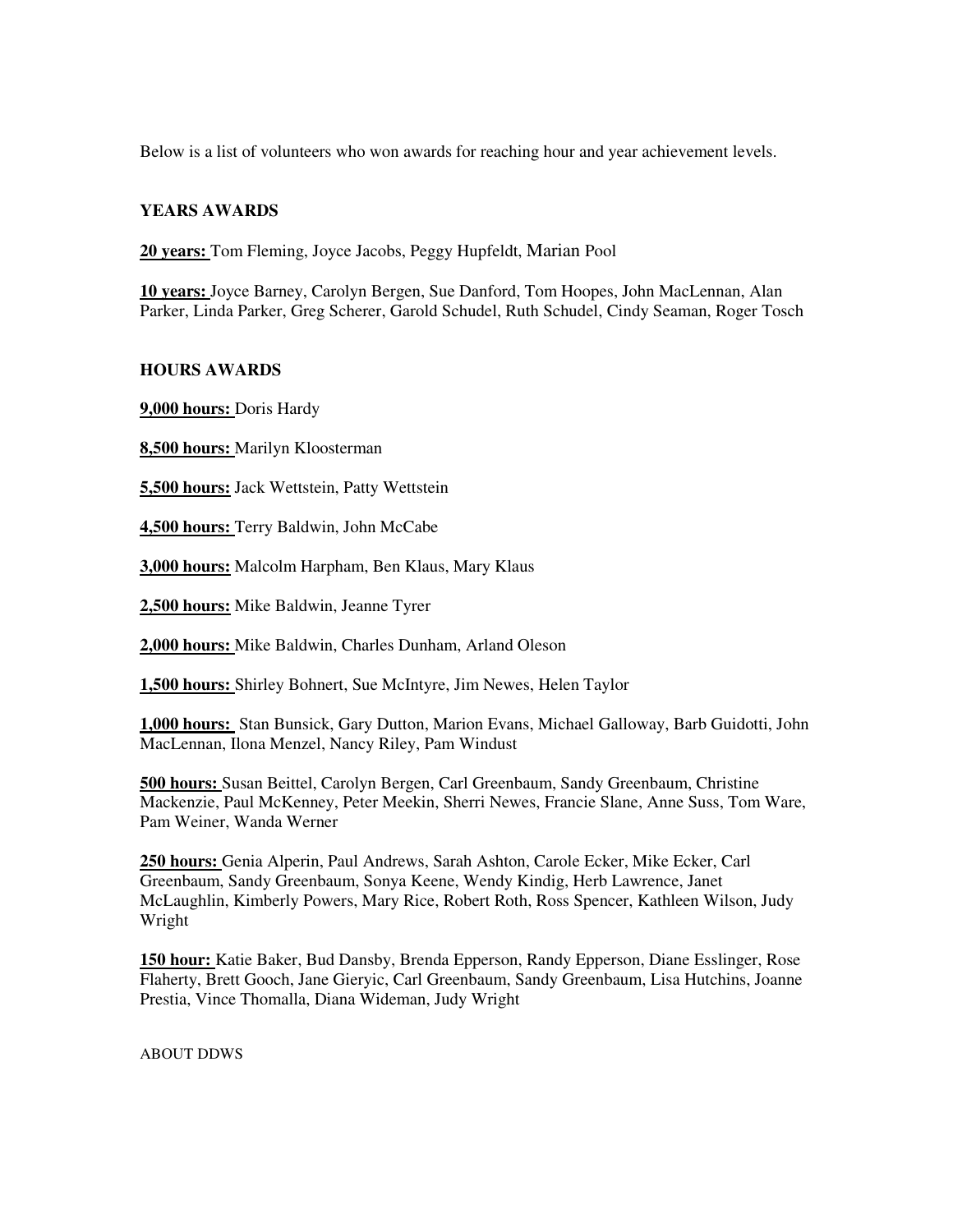Below is a list of volunteers who won awards for reaching hour and year achievement levels.

**YEARS AWARDS**

**20 years:** Tom Fleming, Joyce Jacobs, Peggy Hupfeldt, Marian Pool

**10 years:** Joyce Barney, Carolyn Bergen, Sue Danford, Tom Hoopes, John MacLennan, Alan Parker, Linda Parker, Greg Scherer, Garold Schudel, Ruth Schudel, Cindy Seaman, Roger Tosch

**HOURS AWARDS**

**9,000 hours:** Doris Hardy

**8,500 hours:** Marilyn Kloosterman

**5,500 hours:** Jack Wettstein, Patty Wettstein

**4,500 hours:** Terry Baldwin, John McCabe

**3,000 hours:** Malcolm Harpham, Ben Klaus, Mary Klaus

**2,500 hours:** Mike Baldwin, Jeanne Tyrer

**2,000 hours:** Mike Baldwin, Charles Dunham, Arland Oleson

**1,500 hours:** Shirley Bohnert, Sue McIntyre, Jim Newes, Helen Taylor

**1,000 hours:** Stan Bunsick, Gary Dutton, Marion Evans, Michael Galloway, Barb Guidotti, John MacLennan, Ilona Menzel, Nancy Riley, Pam Windust

**500 hours:** Susan Beittel, Carolyn Bergen, Carl Greenbaum, Sandy Greenbaum, Christine Mackenzie, Paul McKenney, Peter Meekin, Sherri Newes, Francie Slane, Anne Suss, Tom Ware, Pam Weiner, Wanda Werner

**250 hours:** Genia Alperin, Paul Andrews, Sarah Ashton, Carole Ecker, Mike Ecker, Carl Greenbaum, Sandy Greenbaum, Sonya Keene, Wendy Kindig, Herb Lawrence, Janet McLaughlin, Kimberly Powers, Mary Rice, Robert Roth, Ross Spencer, Kathleen Wilson, Judy Wright

**150 hour:** Katie Baker, Bud Dansby, Brenda Epperson, Randy Epperson, Diane Esslinger, Rose Flaherty, Brett Gooch, Jane Gieryic, Carl Greenbaum, Sandy Greenbaum, Lisa Hutchins, Joanne Prestia, Vince Thomalla, Diana Wideman, Judy Wright

ABOUT DDWS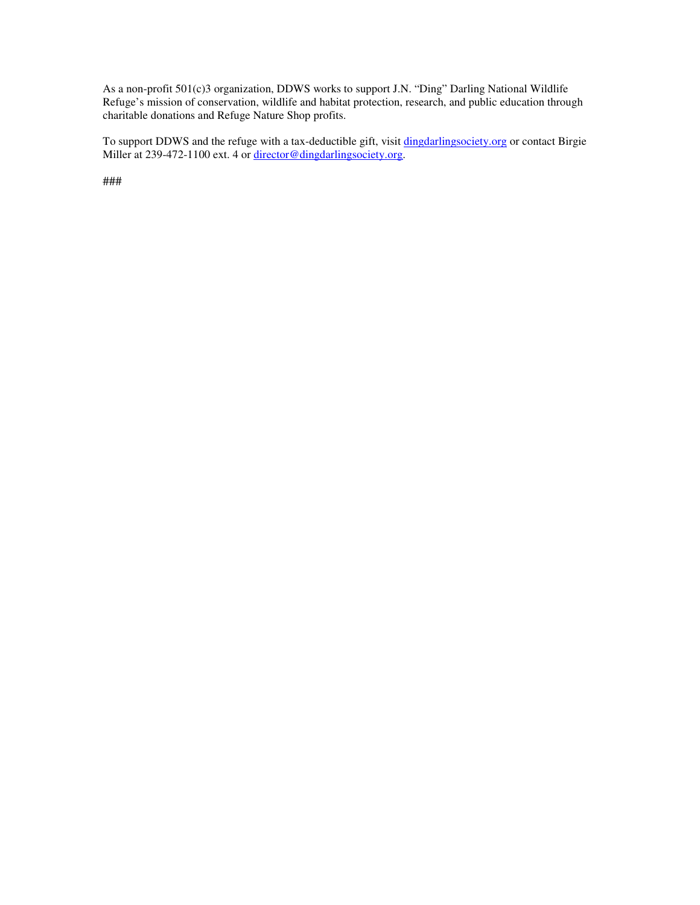As a non-profit 501(c)3 organization, DDWS works to support J.N. "Ding" Darling National Wildlife Refuge's mission of conservation, wildlife and habitat protection, research, and public education through charitable donations and Refuge Nature Shop profits.

To support DDWS and the refuge with a tax-deductible gift, visit dingdarlingsociety.org or contact Birgie Miller at 239-472-1100 ext. 4 or director@dingdarlingsociety.org.

###